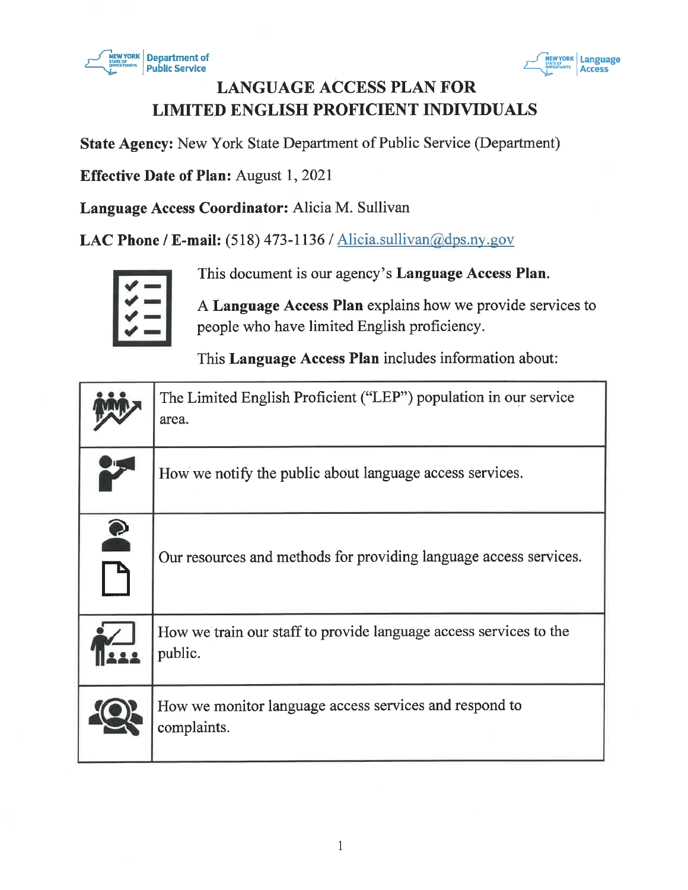# LANGUAGE ACCESS PLAN FOR LIMITED ENGLISH PROFICIENT INDIVIDUALS

**State Agency:** New York State Department of Public Service (Department)

**Effective Date of Plan:** August 1, 2021

**Language Access Coordinator:** Alicia M. Sullivan

**LAC Phone / E-mail:** (518) 473-1136 / Alicia.sullivan@dps.ny.gov

This document is our agency's **Language Access Plan**.

A **Language Access Plan** explains how we provide services to people who have limited English proficiency.

This **Language Access Plan** includes information about:

| | |
|---|---|
| | The Limited English Proficient ("LEP") population in our service area. |
| | How we notify the public about language access services. |
| | Our resources and methods for providing language access services. |
| | How we train our staff to provide language access services to the public. |
| | How we monitor language access services and respond to complaints. |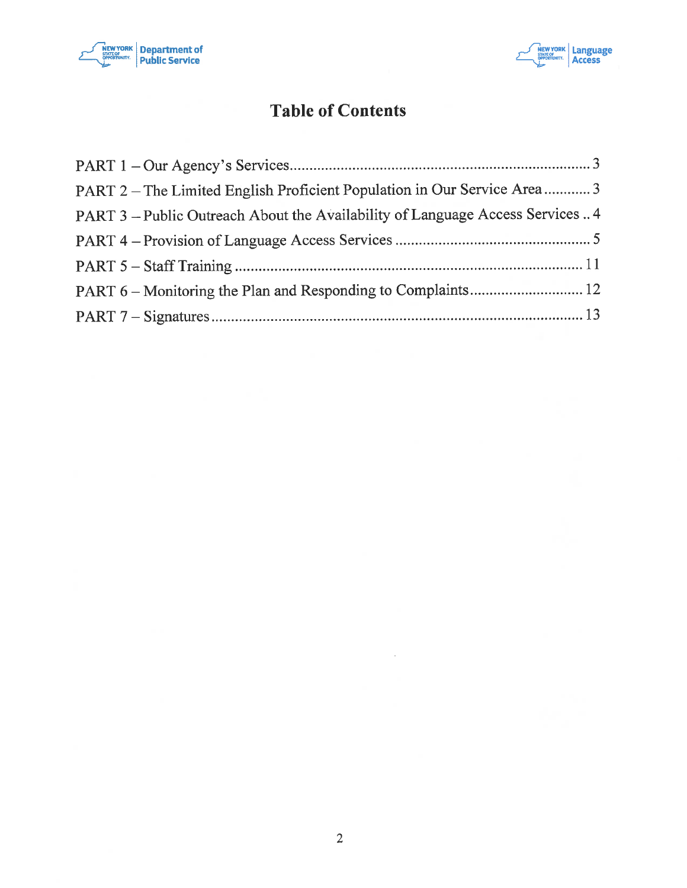# Table of Contents

PART 1 – Our Agency's Services .......... 3

PART 2 – The Limited English Proficient Population in Our Service Area .......... 3

PART 3 – Public Outreach About the Availability of Language Access Services .. 4

PART 4 – Provision of Language Access Services .......... 5

PART 5 – Staff Training .......... 11

PART 6 – Monitoring the Plan and Responding to Complaints .......... 12

PART 7 – Signatures .......... 13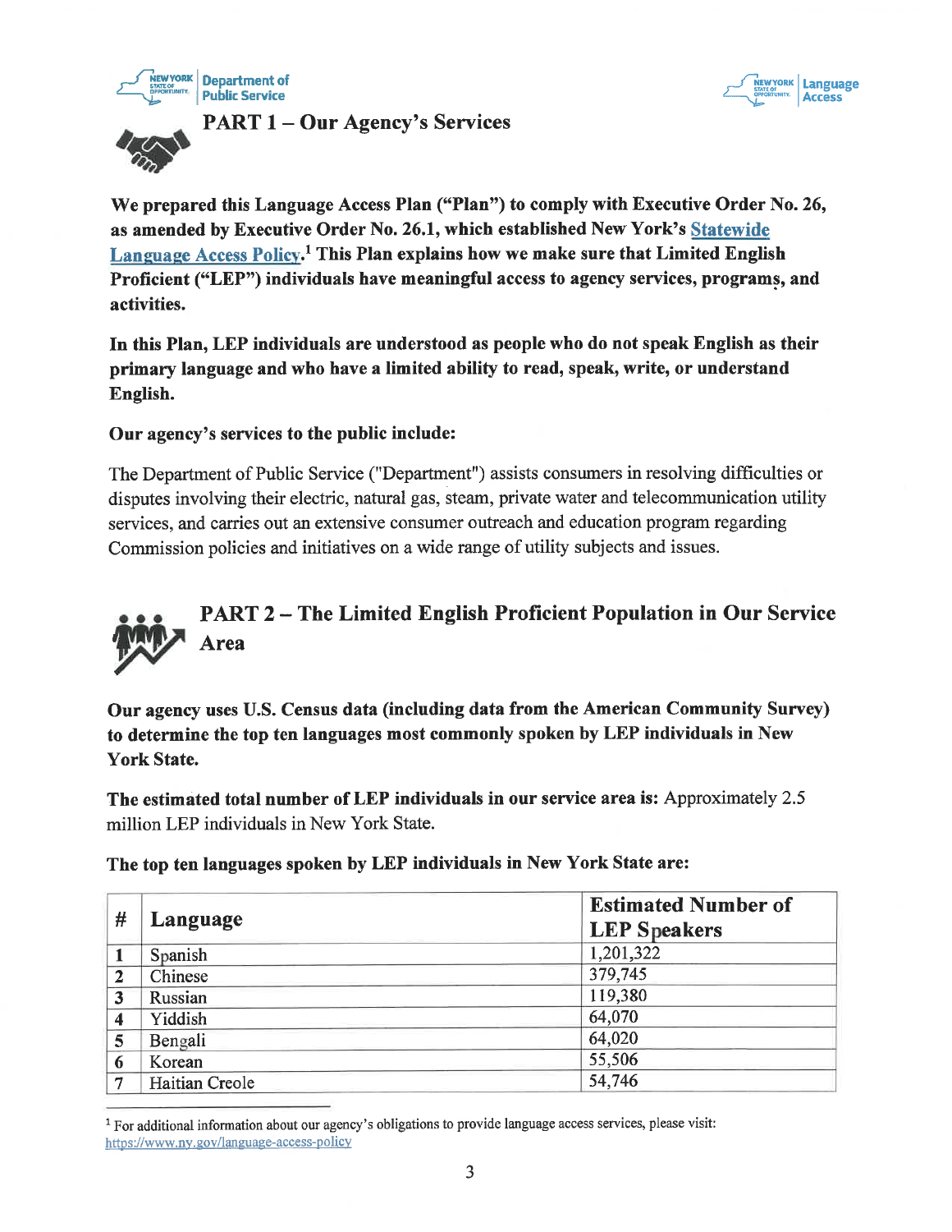## PART 1 – Our Agency's Services

**We prepared this Language Access Plan ("Plan") to comply with Executive Order No. 26, as amended by Executive Order No. 26.1, which established New York's Statewide Language Access Policy.[1] This Plan explains how we make sure that Limited English Proficient ("LEP") individuals have meaningful access to agency services, programs, and activities.**

**In this Plan, LEP individuals are understood as people who do not speak English as their primary language and who have a limited ability to read, speak, write, or understand English.**

**Our agency's services to the public include:**

The Department of Public Service ("Department") assists consumers in resolving difficulties or disputes involving their electric, natural gas, steam, private water and telecommunication utility services, and carries out an extensive consumer outreach and education program regarding Commission policies and initiatives on a wide range of utility subjects and issues.

## PART 2 – The Limited English Proficient Population in Our Service Area

**Our agency uses U.S. Census data (including data from the American Community Survey) to determine the top ten languages most commonly spoken by LEP individuals in New York State.**

**The estimated total number of LEP individuals in our service area is:** Approximately 2.5 million LEP individuals in New York State.

**The top ten languages spoken by LEP individuals in New York State are:**

| # | Language | Estimated Number of LEP Speakers |
|---|---|---|
| 1 | Spanish | 1,201,322 |
| 2 | Chinese | 379,745 |
| 3 | Russian | 119,380 |
| 4 | Yiddish | 64,070 |
| 5 | Bengali | 64,020 |
| 6 | Korean | 55,506 |
| 7 | Haitian Creole | 54,746 |

[1] For additional information about our agency's obligations to provide language access services, please visit: https://www.ny.gov/language-access-policy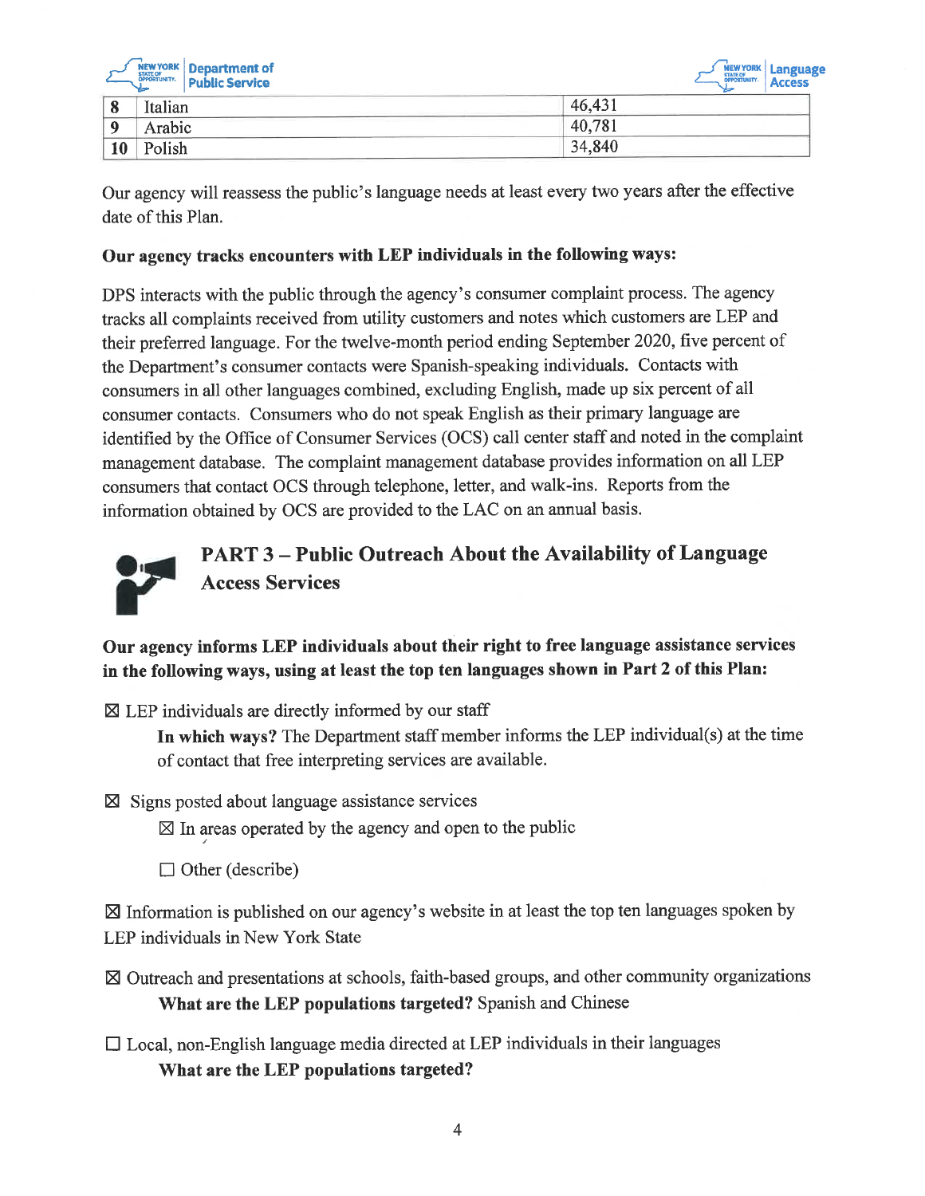| 8 | Italian | 46,431 |
|---|---|---|
| 9 | Arabic | 40,781 |
| 10 | Polish | 34,840 |

Our agency will reassess the public's language needs at least every two years after the effective date of this Plan.

**Our agency tracks encounters with LEP individuals in the following ways:**

DPS interacts with the public through the agency's consumer complaint process. The agency tracks all complaints received from utility customers and notes which customers are LEP and their preferred language. For the twelve-month period ending September 2020, five percent of the Department's consumer contacts were Spanish-speaking individuals. Contacts with consumers in all other languages combined, excluding English, made up six percent of all consumer contacts. Consumers who do not speak English as their primary language are identified by the Office of Consumer Services (OCS) call center staff and noted in the complaint management database. The complaint management database provides information on all LEP consumers that contact OCS through telephone, letter, and walk-ins. Reports from the information obtained by OCS are provided to the LAC on an annual basis.

## PART 3 – Public Outreach About the Availability of Language Access Services

**Our agency informs LEP individuals about their right to free language assistance services in the following ways, using at least the top ten languages shown in Part 2 of this Plan:**

☒ LEP individuals are directly informed by our staff

  **In which ways?** The Department staff member informs the LEP individual(s) at the time of contact that free interpreting services are available.

☒ Signs posted about language assistance services

  ☒ In areas operated by the agency and open to the public

  ☐ Other (describe)

☒ Information is published on our agency's website in at least the top ten languages spoken by LEP individuals in New York State

☒ Outreach and presentations at schools, faith-based groups, and other community organizations

  **What are the LEP populations targeted?** Spanish and Chinese

☐ Local, non-English language media directed at LEP individuals in their languages

  **What are the LEP populations targeted?**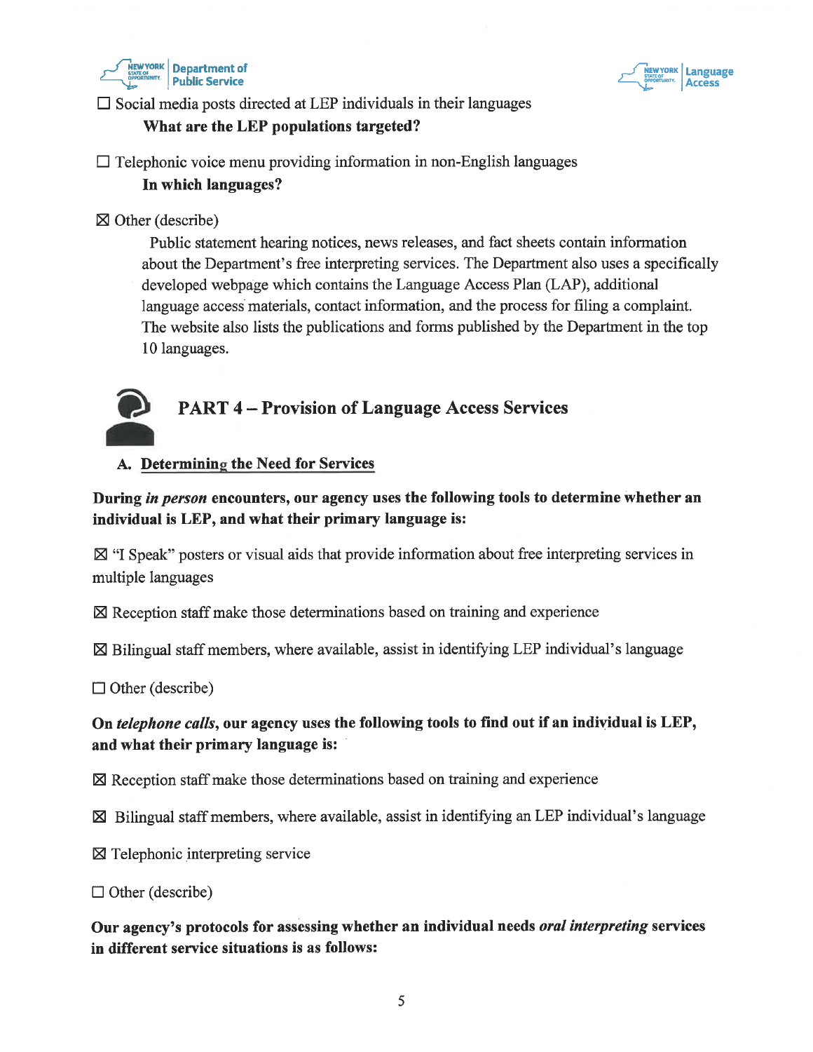☐ Social media posts directed at LEP individuals in their languages

**What are the LEP populations targeted?**

☐ Telephonic voice menu providing information in non-English languages

**In which languages?**

☒ Other (describe)

Public statement hearing notices, news releases, and fact sheets contain information about the Department's free interpreting services. The Department also uses a specifically developed webpage which contains the Language Access Plan (LAP), additional language access materials, contact information, and the process for filing a complaint. The website also lists the publications and forms published by the Department in the top 10 languages.

## PART 4 – Provision of Language Access Services

### A. Determining the Need for Services

**During *in person* encounters, our agency uses the following tools to determine whether an individual is LEP, and what their primary language is:**

☒ "I Speak" posters or visual aids that provide information about free interpreting services in multiple languages

☒ Reception staff make those determinations based on training and experience

☒ Bilingual staff members, where available, assist in identifying LEP individual's language

☐ Other (describe)

**On *telephone calls*, our agency uses the following tools to find out if an individual is LEP, and what their primary language is:**

☒ Reception staff make those determinations based on training and experience

☒ Bilingual staff members, where available, assist in identifying an LEP individual's language

☒ Telephonic interpreting service

☐ Other (describe)

**Our agency's protocols for assessing whether an individual needs *oral interpreting* services in different service situations is as follows:**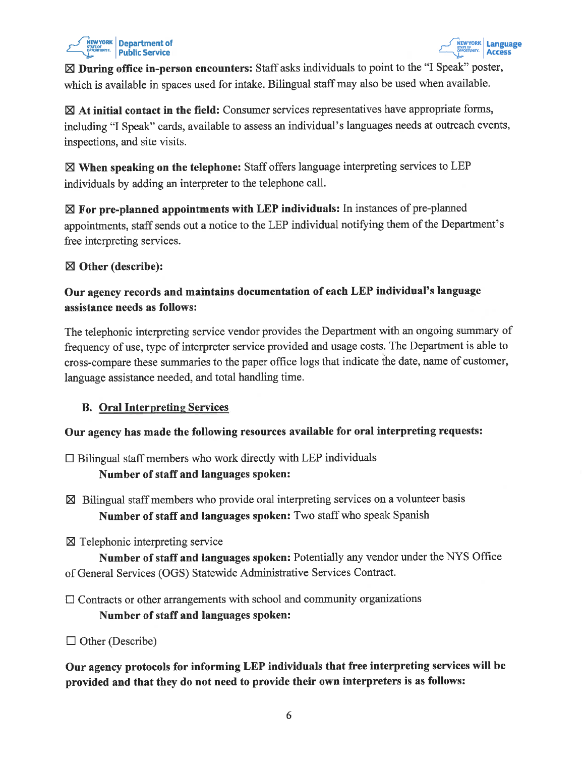☒ **During office in-person encounters:** Staff asks individuals to point to the "I Speak" poster, which is available in spaces used for intake. Bilingual staff may also be used when available.

☒ **At initial contact in the field:** Consumer services representatives have appropriate forms, including "I Speak" cards, available to assess an individual's languages needs at outreach events, inspections, and site visits.

☒ **When speaking on the telephone:** Staff offers language interpreting services to LEP individuals by adding an interpreter to the telephone call.

☒ **For pre-planned appointments with LEP individuals:** In instances of pre-planned appointments, staff sends out a notice to the LEP individual notifying them of the Department's free interpreting services.

☒ **Other (describe):**

**Our agency records and maintains documentation of each LEP individual's language assistance needs as follows:**

The telephonic interpreting service vendor provides the Department with an ongoing summary of frequency of use, type of interpreter service provided and usage costs. The Department is able to cross-compare these summaries to the paper office logs that indicate the date, name of customer, language assistance needed, and total handling time.

### B. Oral Interpreting Services

**Our agency has made the following resources available for oral interpreting requests:**

☐ Bilingual staff members who work directly with LEP individuals
**Number of staff and languages spoken:**

☒ Bilingual staff members who provide oral interpreting services on a volunteer basis
**Number of staff and languages spoken:** Two staff who speak Spanish

☒ Telephonic interpreting service
**Number of staff and languages spoken:** Potentially any vendor under the NYS Office of General Services (OGS) Statewide Administrative Services Contract.

☐ Contracts or other arrangements with school and community organizations
**Number of staff and languages spoken:**

☐ Other (Describe)

**Our agency protocols for informing LEP individuals that free interpreting services will be provided and that they do not need to provide their own interpreters is as follows:**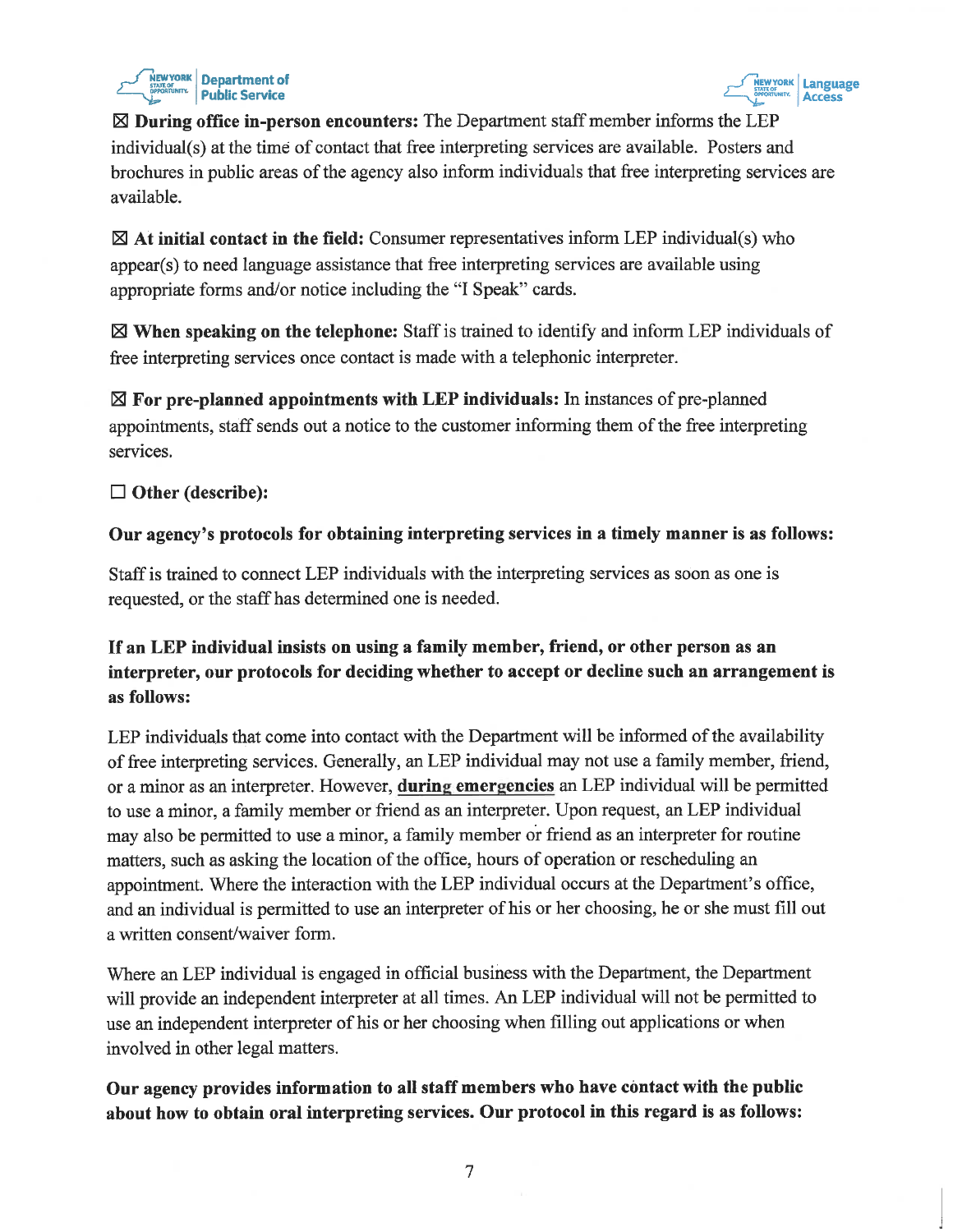☒ **During office in-person encounters:** The Department staff member informs the LEP individual(s) at the time of contact that free interpreting services are available. Posters and brochures in public areas of the agency also inform individuals that free interpreting services are available.

☒ **At initial contact in the field:** Consumer representatives inform LEP individual(s) who appear(s) to need language assistance that free interpreting services are available using appropriate forms and/or notice including the "I Speak" cards.

☒ **When speaking on the telephone:** Staff is trained to identify and inform LEP individuals of free interpreting services once contact is made with a telephonic interpreter.

☒ **For pre-planned appointments with LEP individuals:** In instances of pre-planned appointments, staff sends out a notice to the customer informing them of the free interpreting services.

☐ **Other (describe):**

**Our agency's protocols for obtaining interpreting services in a timely manner is as follows:**

Staff is trained to connect LEP individuals with the interpreting services as soon as one is requested, or the staff has determined one is needed.

**If an LEP individual insists on using a family member, friend, or other person as an interpreter, our protocols for deciding whether to accept or decline such an arrangement is as follows:**

LEP individuals that come into contact with the Department will be informed of the availability of free interpreting services. Generally, an LEP individual may not use a family member, friend, or a minor as an interpreter. However, **during emergencies** an LEP individual will be permitted to use a minor, a family member or friend as an interpreter. Upon request, an LEP individual may also be permitted to use a minor, a family member or friend as an interpreter for routine matters, such as asking the location of the office, hours of operation or rescheduling an appointment. Where the interaction with the LEP individual occurs at the Department's office, and an individual is permitted to use an interpreter of his or her choosing, he or she must fill out a written consent/waiver form.

Where an LEP individual is engaged in official business with the Department, the Department will provide an independent interpreter at all times. An LEP individual will not be permitted to use an independent interpreter of his or her choosing when filling out applications or when involved in other legal matters.

**Our agency provides information to all staff members who have contact with the public about how to obtain oral interpreting services. Our protocol in this regard is as follows:**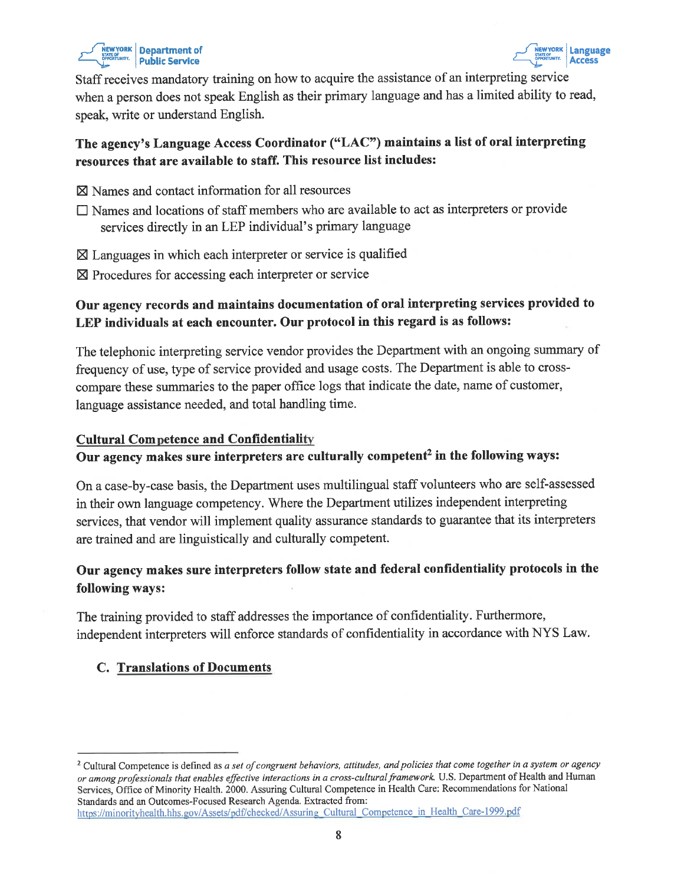Staff receives mandatory training on how to acquire the assistance of an interpreting service when a person does not speak English as their primary language and has a limited ability to read, speak, write or understand English.

**The agency's Language Access Coordinator ("LAC") maintains a list of oral interpreting resources that are available to staff. This resource list includes:**

☒ Names and contact information for all resources

☐ Names and locations of staff members who are available to act as interpreters or provide services directly in an LEP individual's primary language

☒ Languages in which each interpreter or service is qualified

☒ Procedures for accessing each interpreter or service

**Our agency records and maintains documentation of oral interpreting services provided to LEP individuals at each encounter. Our protocol in this regard is as follows:**

The telephonic interpreting service vendor provides the Department with an ongoing summary of frequency of use, type of service provided and usage costs. The Department is able to cross-compare these summaries to the paper office logs that indicate the date, name of customer, language assistance needed, and total handling time.

**Cultural Competence and Confidentiality**

**Our agency makes sure interpreters are culturally competent[2] in the following ways:**

On a case-by-case basis, the Department uses multilingual staff volunteers who are self-assessed in their own language competency. Where the Department utilizes independent interpreting services, that vendor will implement quality assurance standards to guarantee that its interpreters are trained and are linguistically and culturally competent.

**Our agency makes sure interpreters follow state and federal confidentiality protocols in the following ways:**

The training provided to staff addresses the importance of confidentiality. Furthermore, independent interpreters will enforce standards of confidentiality in accordance with NYS Law.

## C. Translations of Documents

---

[2] Cultural Competence is defined as *a set of congruent behaviors, attitudes, and policies that come together in a system or agency or among professionals that enables effective interactions in a cross-cultural framework.* U.S. Department of Health and Human Services, Office of Minority Health. 2000. Assuring Cultural Competence in Health Care: Recommendations for National Standards and an Outcomes-Focused Research Agenda. Extracted from: https://minorityhealth.hhs.gov/Assets/pdf/checked/Assuring_Cultural_Competence_in_Health_Care-1999.pdf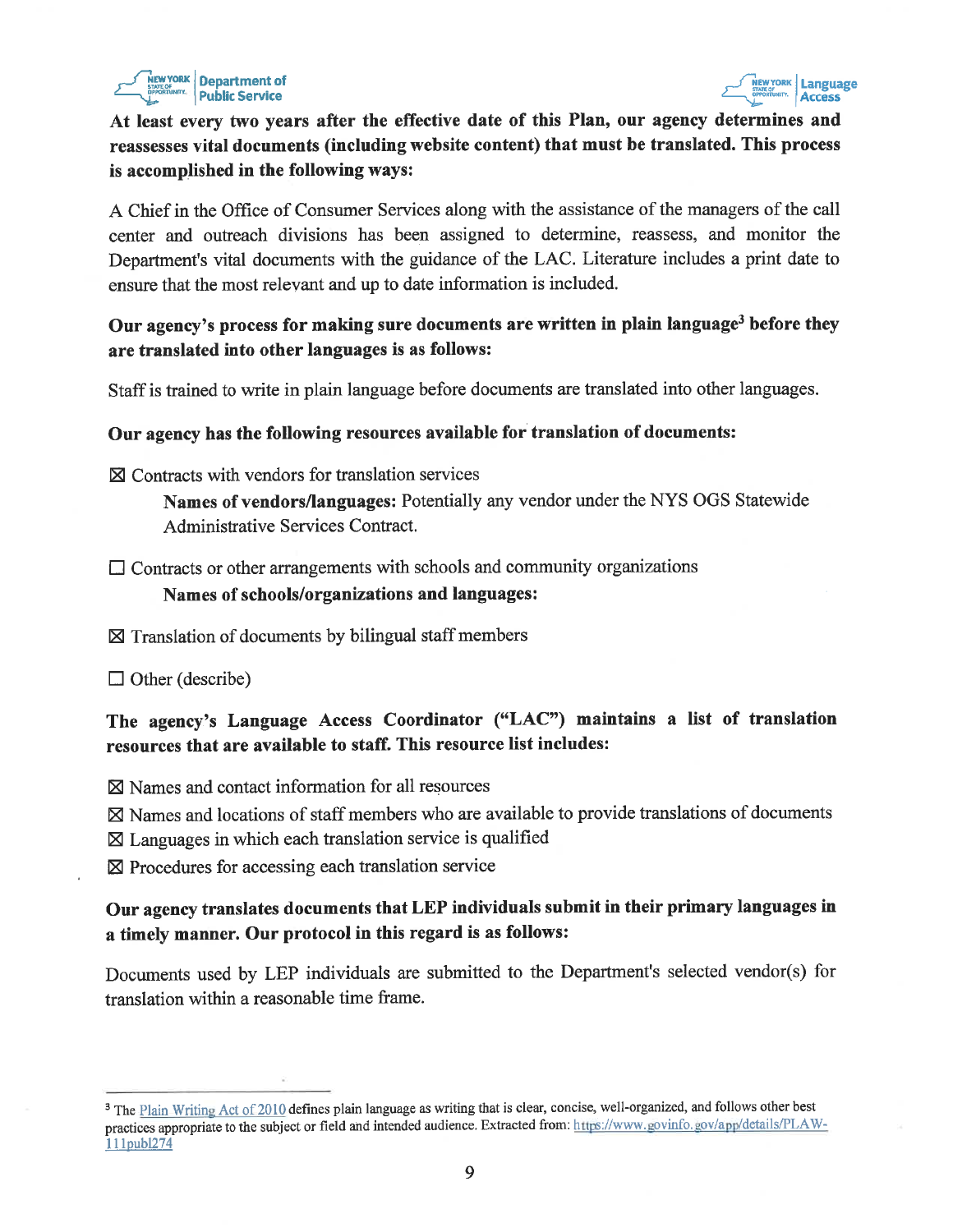**At least every two years after the effective date of this Plan, our agency determines and reassesses vital documents (including website content) that must be translated. This process is accomplished in the following ways:**

A Chief in the Office of Consumer Services along with the assistance of the managers of the call center and outreach divisions has been assigned to determine, reassess, and monitor the Department's vital documents with the guidance of the LAC. Literature includes a print date to ensure that the most relevant and up to date information is included.

**Our agency's process for making sure documents are written in plain language[3] before they are translated into other languages is as follows:**

Staff is trained to write in plain language before documents are translated into other languages.

**Our agency has the following resources available for translation of documents:**

☒ Contracts with vendors for translation services

  **Names of vendors/languages:** Potentially any vendor under the NYS OGS Statewide Administrative Services Contract.

☐ Contracts or other arrangements with schools and community organizations

  **Names of schools/organizations and languages:**

☒ Translation of documents by bilingual staff members

☐ Other (describe)

**The agency's Language Access Coordinator ("LAC") maintains a list of translation resources that are available to staff. This resource list includes:**

☒ Names and contact information for all resources
☒ Names and locations of staff members who are available to provide translations of documents
☒ Languages in which each translation service is qualified
☒ Procedures for accessing each translation service

**Our agency translates documents that LEP individuals submit in their primary languages in a timely manner. Our protocol in this regard is as follows:**

Documents used by LEP individuals are submitted to the Department's selected vendor(s) for translation within a reasonable time frame.

---

[3] The Plain Writing Act of 2010 defines plain language as writing that is clear, concise, well-organized, and follows other best practices appropriate to the subject or field and intended audience. Extracted from: https://www.govinfo.gov/app/details/PLAW-111publ274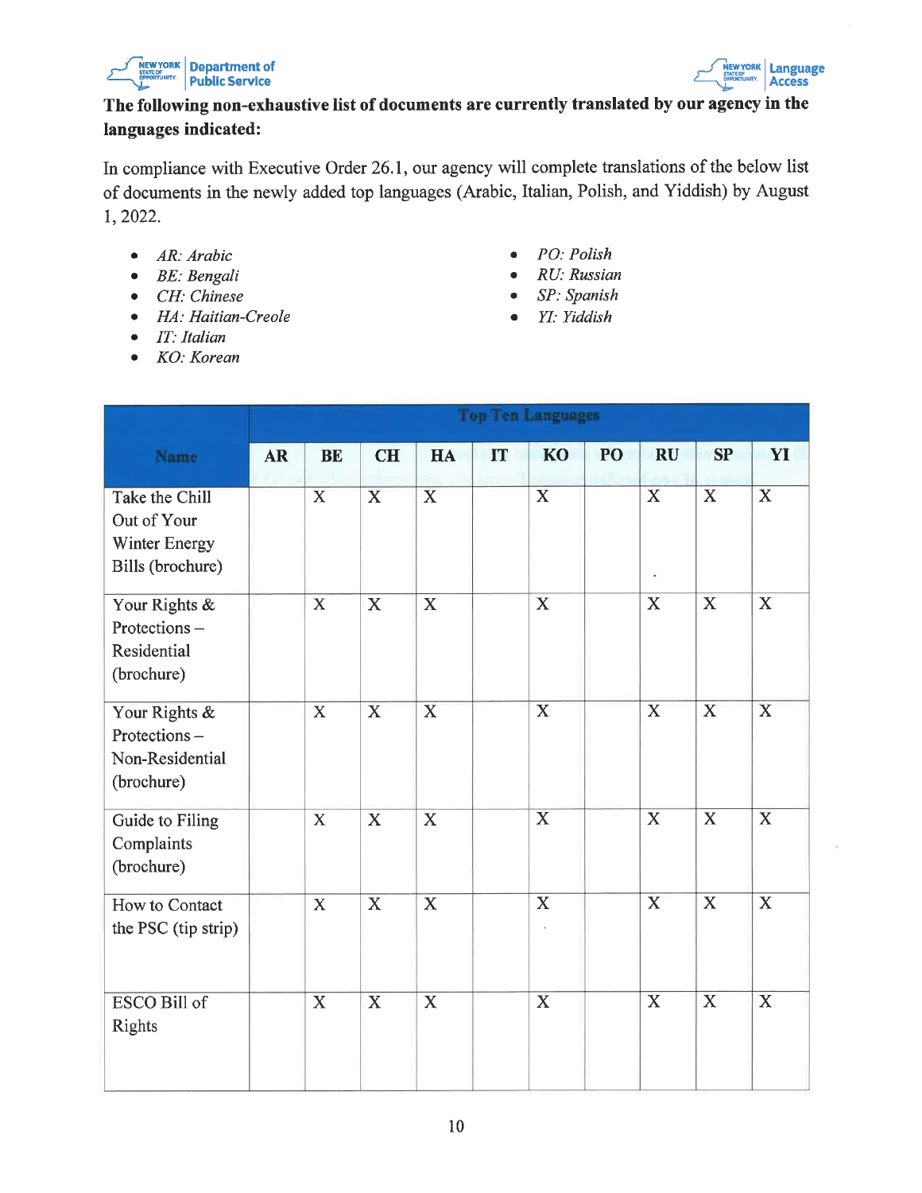**The following non-exhaustive list of documents are currently translated by our agency in the languages indicated:**

In compliance with Executive Order 26.1, our agency will complete translations of the below list of documents in the newly added top languages (Arabic, Italian, Polish, and Yiddish) by August 1, 2022.

- *AR: Arabic*
- *BE: Bengali*
- *CH: Chinese*
- *HA: Haitian-Creole*
- *IT: Italian*
- *KO: Korean*
- *PO: Polish*
- *RU: Russian*
- *SP: Spanish*
- *YI: Yiddish*

| Name | Top Ten Languages | | | | | | | | | |
|---|---|---|---|---|---|---|---|---|---|---|
| | AR | BE | CH | HA | IT | KO | PO | RU | SP | YI |
| Take the Chill Out of Your Winter Energy Bills (brochure) | | X | X | X | | X | | X | X | X |
| Your Rights & Protections – Residential (brochure) | | X | X | X | | X | | X | X | X |
| Your Rights & Protections – Non-Residential (brochure) | | X | X | X | | X | | X | X | X |
| Guide to Filing Complaints (brochure) | | X | X | X | | X | | X | X | X |
| How to Contact the PSC (tip strip) | | X | X | X | | X | | X | X | X |
| ESCO Bill of Rights | | X | X | X | | X | | X | X | X |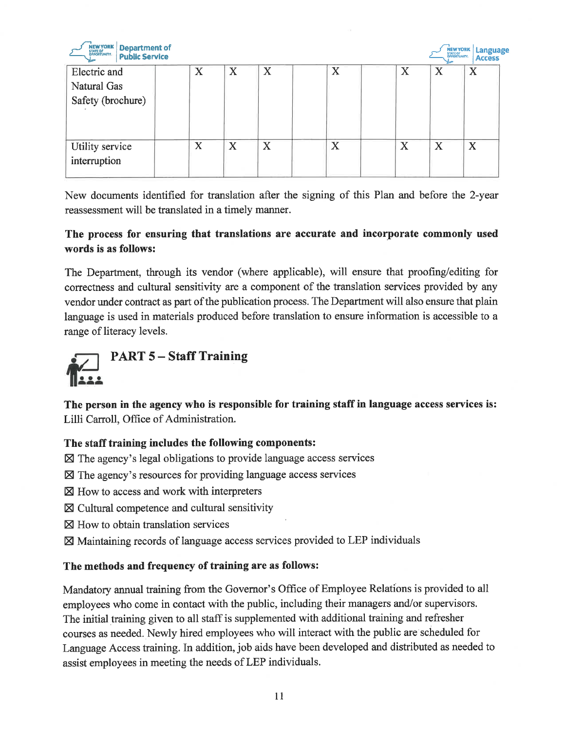| | | | | | | | | | | |
|---|---|---|---|---|---|---|---|---|---|---|
| Electric and Natural Gas Safety (brochure) | | X | X | X | | X | | X | X | X |
| Utility service interruption | | X | X | X | | X | | X | X | X |

New documents identified for translation after the signing of this Plan and before the 2-year reassessment will be translated in a timely manner.

**The process for ensuring that translations are accurate and incorporate commonly used words is as follows:**

The Department, through its vendor (where applicable), will ensure that proofing/editing for correctness and cultural sensitivity are a component of the translation services provided by any vendor under contract as part of the publication process. The Department will also ensure that plain language is used in materials produced before translation to ensure information is accessible to a range of literacy levels.

## PART 5 – Staff Training

**The person in the agency who is responsible for training staff in language access services is:** Lilli Carroll, Office of Administration.

**The staff training includes the following components:**

☒ The agency's legal obligations to provide language access services

☒ The agency's resources for providing language access services

☒ How to access and work with interpreters

☒ Cultural competence and cultural sensitivity

☒ How to obtain translation services

☒ Maintaining records of language access services provided to LEP individuals

**The methods and frequency of training are as follows:**

Mandatory annual training from the Governor's Office of Employee Relations is provided to all employees who come in contact with the public, including their managers and/or supervisors. The initial training given to all staff is supplemented with additional training and refresher courses as needed. Newly hired employees who will interact with the public are scheduled for Language Access training. In addition, job aids have been developed and distributed as needed to assist employees in meeting the needs of LEP individuals.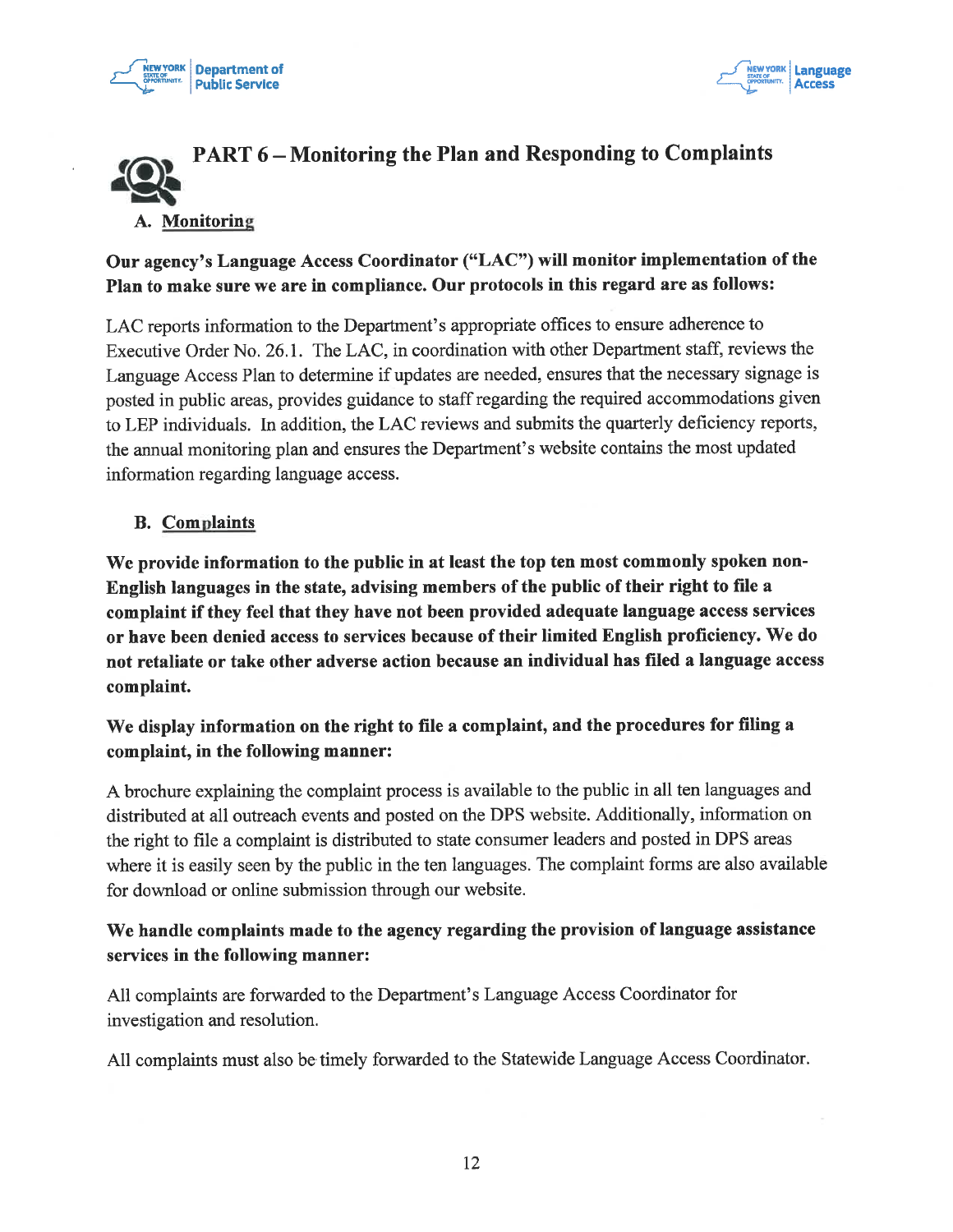# PART 6 – Monitoring the Plan and Responding to Complaints

## A. Monitoring

**Our agency's Language Access Coordinator ("LAC") will monitor implementation of the Plan to make sure we are in compliance. Our protocols in this regard are as follows:**

LAC reports information to the Department's appropriate offices to ensure adherence to Executive Order No. 26.1. The LAC, in coordination with other Department staff, reviews the Language Access Plan to determine if updates are needed, ensures that the necessary signage is posted in public areas, provides guidance to staff regarding the required accommodations given to LEP individuals. In addition, the LAC reviews and submits the quarterly deficiency reports, the annual monitoring plan and ensures the Department's website contains the most updated information regarding language access.

## B. Complaints

**We provide information to the public in at least the top ten most commonly spoken non-English languages in the state, advising members of the public of their right to file a complaint if they feel that they have not been provided adequate language access services or have been denied access to services because of their limited English proficiency. We do not retaliate or take other adverse action because an individual has filed a language access complaint.**

**We display information on the right to file a complaint, and the procedures for filing a complaint, in the following manner:**

A brochure explaining the complaint process is available to the public in all ten languages and distributed at all outreach events and posted on the DPS website. Additionally, information on the right to file a complaint is distributed to state consumer leaders and posted in DPS areas where it is easily seen by the public in the ten languages. The complaint forms are also available for download or online submission through our website.

**We handle complaints made to the agency regarding the provision of language assistance services in the following manner:**

All complaints are forwarded to the Department's Language Access Coordinator for investigation and resolution.

All complaints must also be timely forwarded to the Statewide Language Access Coordinator.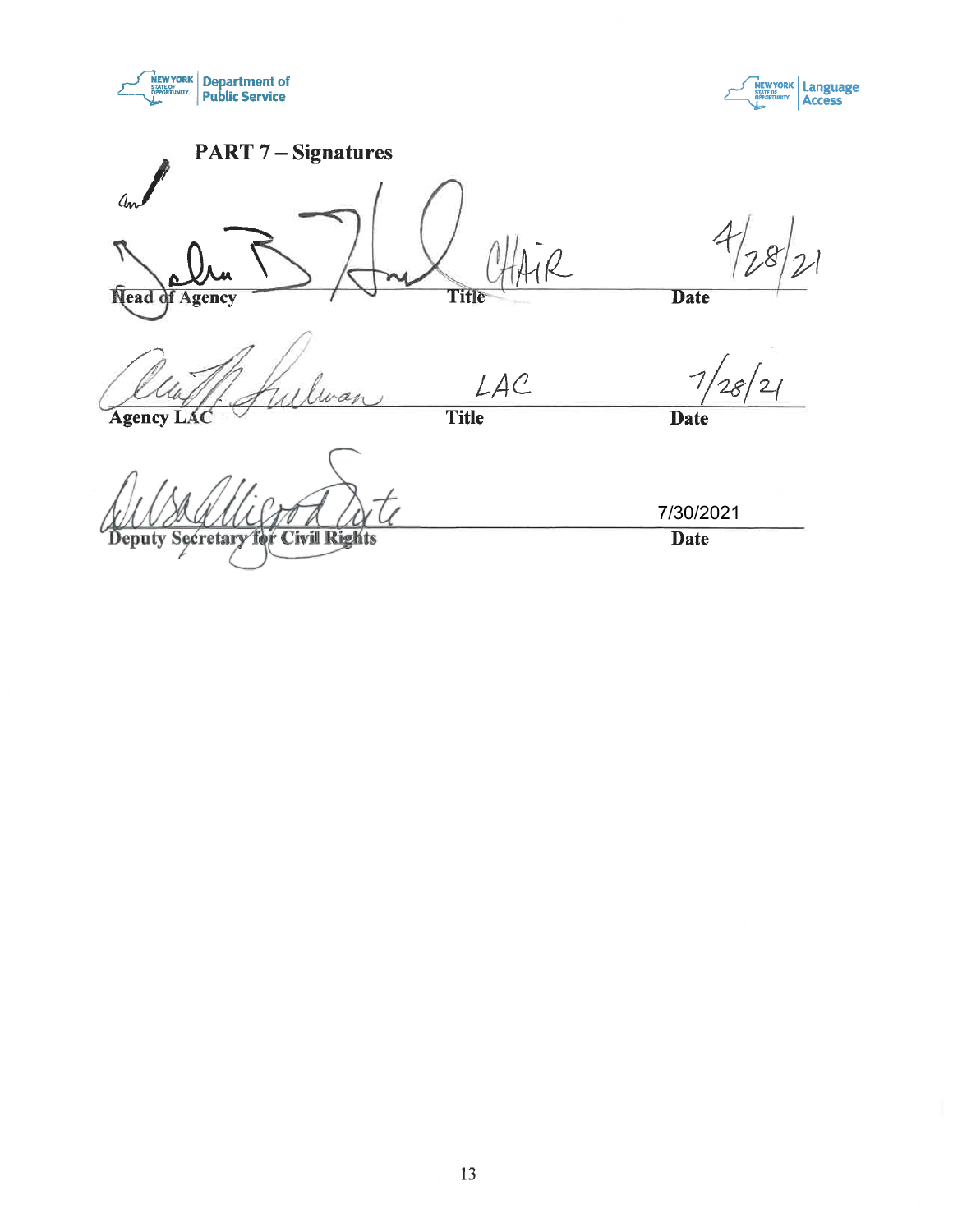## PART 7 – Signatures

Head of Agency — Title: CHAIR — Date: 4/28/21

Agency LAC — Title: LAC — Date: 7/28/21

Deputy Secretary for Civil Rights — Date: 7/30/2021